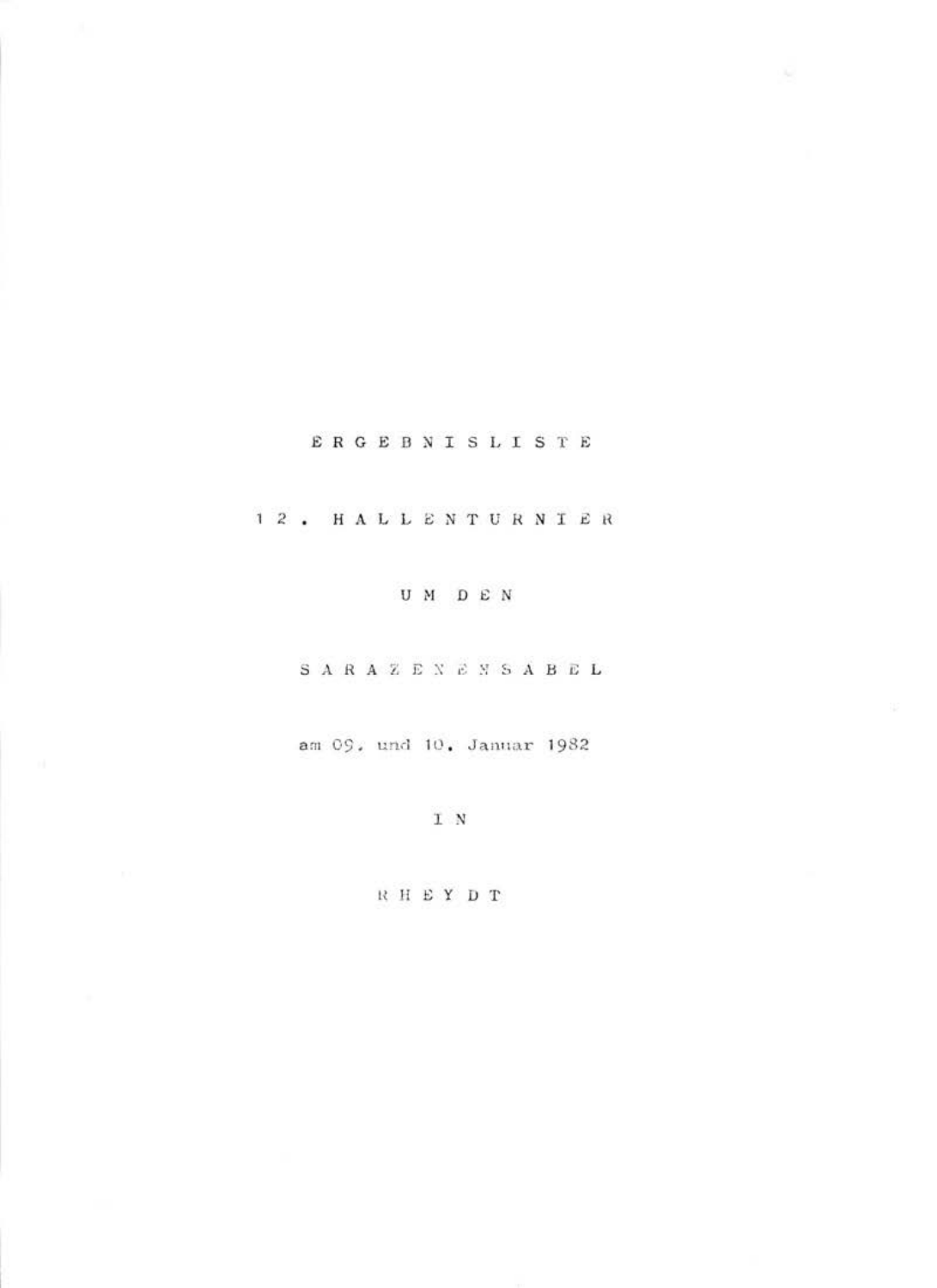# ERGEBNISLISTE

## 12. HALLENTURNIER

## UM DEN

## SARAZENENSABEL

am 09. und 10. Januar 1982

IN

RHEYDT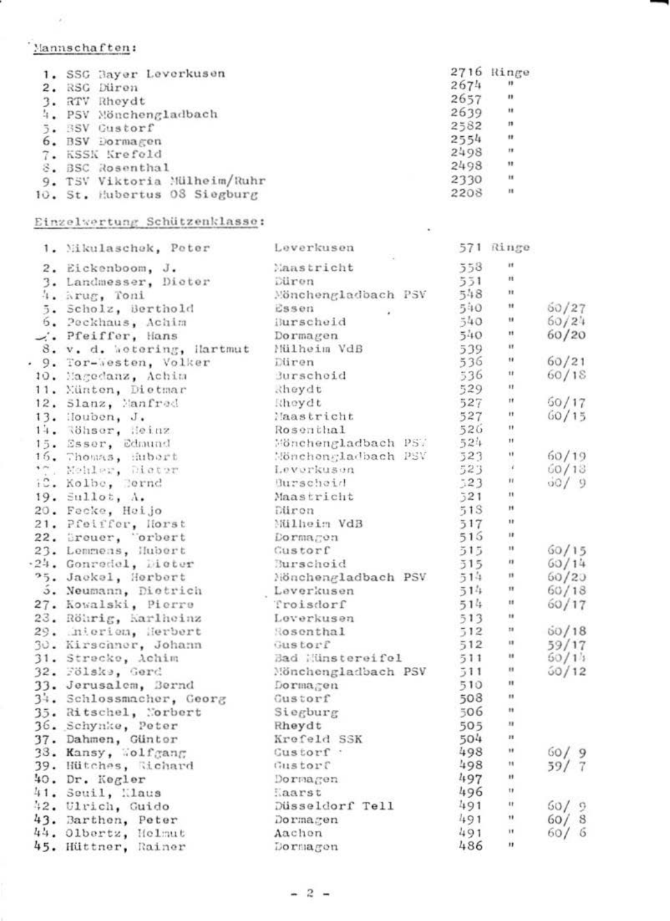Mannschaften:

| | | |
|---|---|---|
| 1. | SSG Bayer Leverkusen | 2716 Ringe |
| 2. | RSG Düren | 2674 " |
| 3. | RTV Rheydt | 2657 " |
| 4. | PSV Mönchengladbach | 2639 " |
| 5. | BSV Gustorf | 2582 " |
| 6. | BSV Dormagen | 2554 " |
| 7. | KSSK Krefeld | 2498 " |
| 8. | BSC Rosenthal | 2498 " |
| 9. | TSV Viktoria Mülheim/Ruhr | 2330 " |
| 10. | St. Hubertus 08 Siegburg | 2208 " |

Einzelwertung Schützenklasse:

| | | | | |
|---|---|---|---|---|
| 1. | Mikulaschek, Peter | Leverkusen | 571 Ringe | |
| 2. | Eickenboom, J. | Maastricht | 558 " | |
| 3. | Landmesser, Dieter | Düren | 551 " | |
| 4. | Krug, Toni | Mönchengladbach PSV | 548 " | |
| 5. | Scholz, Berthold | Essen | 540 " | 60/27 |
| 6. | Peckhaus, Achim | Burscheid | 540 " | 60/24 |
| 7. | Pfeiffer, Hans | Dormagen | 540 " | 60/20 |
| 8. | v. d. Wetering, Hartmut | Mülheim VdB | 539 " | |
| 9. | Tor-Westen, Volker | Düren | 536 " | 60/21 |
| 10. | Magedanz, Achim | Burscheid | 536 " | 60/18 |
| 11. | Münten, Dietmar | Rheydt | 529 " | |
| 12. | Slanz, Manfred | Rheydt | 527 " | 60/17 |
| 13. | Houben, J. | Maastricht | 527 " | 60/15 |
| 14. | Röhser, Heinz | Rosenthal | 526 " | |
| 15. | Esser, Edmund | Mönchengladbach PSV | 524 " | |
| 16. | Thomas, Hubert | Mönchengladbach PSV | 523 " | 60/19 |
| 17. | Mehler, Dieter | Leverkusen | 523 " | 60/18 |
| 18. | Kolbe, Bernd | Burscheid | 523 " | 60/ 9 |
| 19. | Sullot, A. | Maastricht | 521 " | |
| 20. | Fecke, Heijo | Düren | 518 " | |
| 21. | Pfeiffer, Horst | Mülheim VdB | 517 " | |
| 22. | Breuer, Norbert | Dormagen | 516 " | |
| 23. | Lemmens, Hubert | Gustorf | 515 " | 60/15 |
| 24. | Gonredel, Dieter | Burscheid | 515 " | 60/14 |
| 25. | Jaekel, Herbert | Mönchengladbach PSV | 514 " | 60/20 |
| 26. | Neumann, Dietrich | Leverkusen | 514 " | 60/18 |
| 27. | Kowalski, Pierre | Troisdorf | 514 " | 60/17 |
| 28. | Röhrig, Karlheinz | Leverkusen | 513 " | |
| 29. | Snierion, Herbert | Rosenthal | 512 " | 60/18 |
| 30. | Kirschner, Johann | Gustorf | 512 " | 59/17 |
| 31. | Strecke, Achim | Bad Münstereifel | 511 " | 60/14 |
| 32. | Fölske, Gerd | Mönchengladbach PSV | 511 " | 60/12 |
| 33. | Jerusalem, Bernd | Dormagen | 510 " | |
| 34. | Schlossmacher, Georg | Gustorf | 508 " | |
| 35. | Ritschel, Norbert | Siegburg | 506 " | |
| 36. | Schynke, Peter | Rheydt | 505 " | |
| 37. | Dahmen, Günter | Krefeld SSK | 504 " | |
| 38. | Kansy, Wolfgang | Gustorf | 498 " | 60/ 9 |
| 39. | Hütches, Richard | Gustorf | 498 " | 59/ 7 |
| 40. | Dr. Kegler | Dormagen | 497 " | |
| 41. | Seuil, Klaus | Kaarst | 496 " | |
| 42. | Ulrich, Guido | Düsseldorf Tell | 491 " | 60/ 9 |
| 43. | Barthen, Peter | Dormagen | 491 " | 60/ 8 |
| 44. | Olbertz, Helmut | Aachen | 491 " | 60/ 6 |
| 45. | Hüttner, Rainer | Dormagen | 486 " | |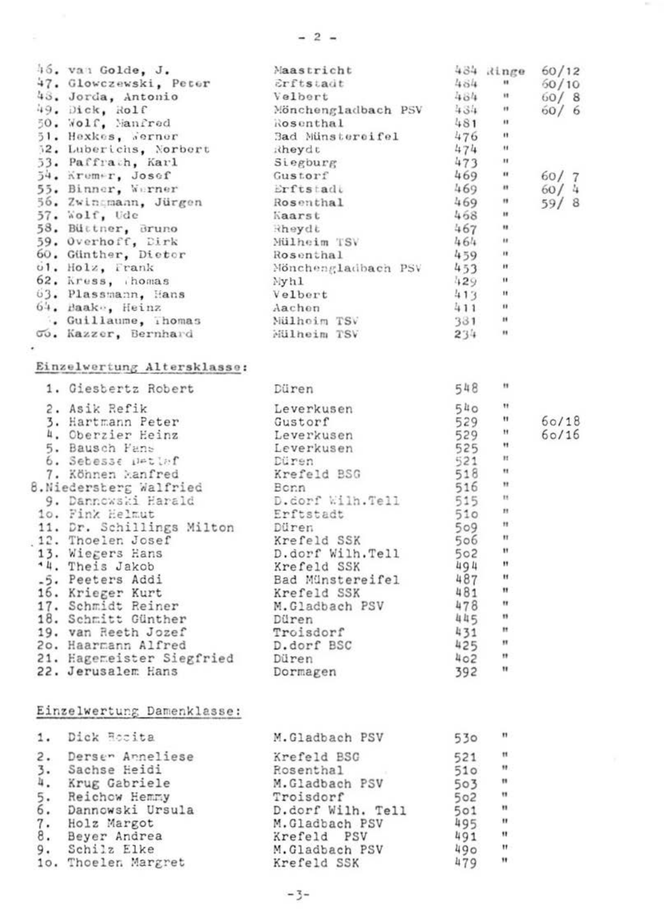| | | | | |
|---|---|---|---|---|
| 46. van Golde, J. | Maastricht | 484 | Ringe | 60/12 |
| 47. Glowczewski, Peter | Erftstadt | 484 | " | 60/10 |
| 48. Jorda, Antonio | Velbert | 484 | " | 60/ 8 |
| 49. Dick, Rolf | Mönchengladbach PSV | 484 | " | 60/ 6 |
| 50. Wolf, Manfred | Rosenthal | 481 | " | |
| 51. Hexkes, Werner | Bad Münstereifel | 476 | " | |
| 52. Lubberichs, Norbert | Rheydt | 474 | " | |
| 53. Paffrath, Karl | Siegburg | 473 | " | |
| 54. Kremer, Josef | Gustorf | 469 | " | 60/ 7 |
| 55. Binner, Werner | Erftstadt | 469 | " | 60/ 4 |
| 56. Zwingmann, Jürgen | Rosenthal | 469 | " | 59/ 8 |
| 57. Wolf, Ude | Kaarst | 468 | " | |
| 58. Büttner, Bruno | Rheydt | 467 | " | |
| 59. Overhoff, Dirk | Mülheim TSV | 464 | " | |
| 60. Günther, Dieter | Rosenthal | 459 | " | |
| 61. Holz, Frank | Mönchengladbach PSV | 453 | " | |
| 62. Kress, Thomas | Myhl | 429 | " | |
| 63. Plassmann, Hans | Velbert | 413 | " | |
| 64. Baake, Heinz | Aachen | 411 | " | |
| 65. Guillaume, Thomas | Mülheim TSV | 381 | " | |
| 66. Kazzer, Bernhard | Mülheim TSV | 234 | " | |

## Einzelwertung Altersklasse:

| | | | | |
|---|---|---|---|---|
| 1. Giesbertz Robert | Düren | 548 | " | |
| 2. Asik Refik | Leverkusen | 540 | " | |
| 3. Hartmann Peter | Gustorf | 529 | " | 60/18 |
| 4. Oberzier Heinz | Leverkusen | 529 | " | 60/16 |
| 5. Bausch Hans | Leverkusen | 525 | " | |
| 6. Sebesse Detlef | Düren | 521 | " | |
| 7. Köhnen Manfred | Krefeld BSG | 518 | " | |
| 8. Niedersberg Walfried | Bonn | 516 | " | |
| 9. Dannowski Harald | D.dorf Wilh.Tell | 515 | " | |
| 10. Fink Helmut | Erftstadt | 510 | " | |
| 11. Dr. Schillings Milton | Düren | 509 | " | |
| 12. Thoelen Josef | Krefeld SSK | 506 | " | |
| 13. Wiegers Hans | D.dorf Wilh.Tell | 502 | " | |
| 14. Theis Jakob | Krefeld SSK | 494 | " | |
| 15. Peeters Addi | Bad Münstereifel | 487 | " | |
| 16. Krieger Kurt | Krefeld SSK | 481 | " | |
| 17. Schmidt Reiner | M.Gladbach PSV | 478 | " | |
| 18. Schmitt Günther | Düren | 445 | " | |
| 19. van Reeth Jozef | Troisdorf | 431 | " | |
| 20. Haarmann Alfred | D.dorf BSC | 425 | " | |
| 21. Hagemeister Siegfried | Düren | 402 | " | |
| 22. Jerusalem Hans | Dormagen | 392 | " | |

## Einzelwertung Damenklasse:

| | | | |
|---|---|---|---|
| 1. Dick Rosita | M.Gladbach PSV | 530 | " |
| 2. Derser Anneliese | Krefeld BSG | 521 | " |
| 3. Sachse Heidi | Rosenthal | 510 | " |
| 4. Krug Gabriele | M.Gladbach PSV | 503 | " |
| 5. Reichow Hemmy | Troisdorf | 502 | " |
| 6. Dannowski Ursula | D.dorf Wilh. Tell | 501 | " |
| 7. Holz Margot | M.Gladbach PSV | 495 | " |
| 8. Beyer Andrea | Krefeld PSV | 491 | " |
| 9. Schilz Elke | M.Gladbach PSV | 490 | " |
| 10. Thoelen Margret | Krefeld SSK | 479 | " |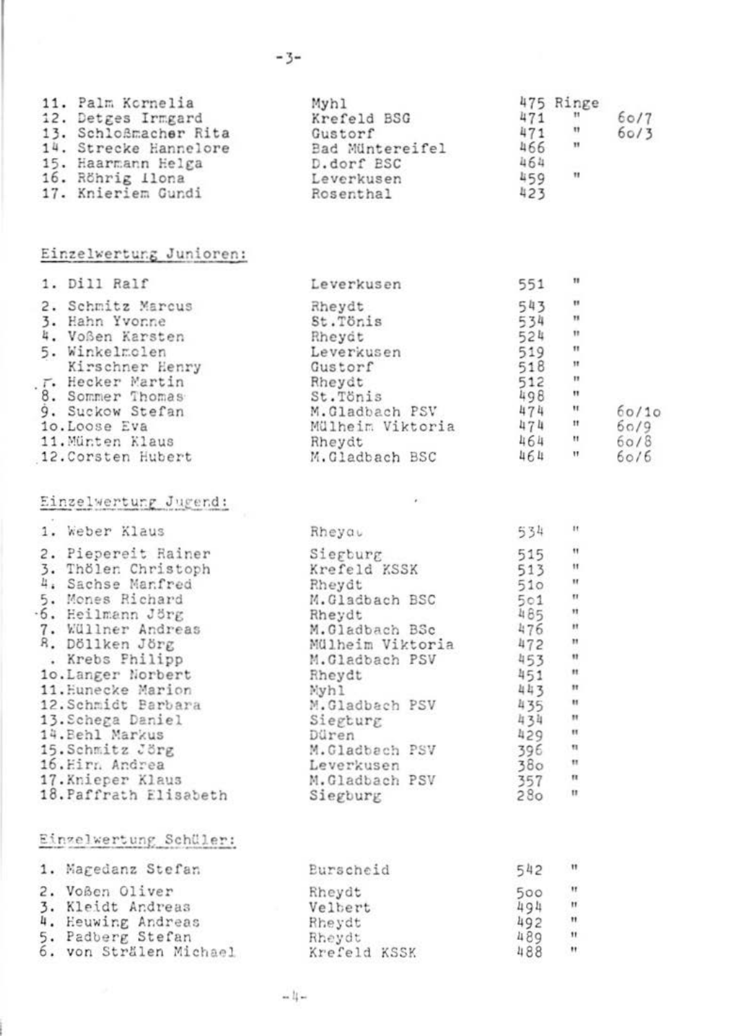| | | | |
|---|---|---|---|
| 11. Palm Kornelia | Myhl | 475 Ringe | |
| 12. Detges Irmgard | Krefeld BSG | 471 " | 6o/7 |
| 13. Schloßmacher Rita | Gustorf | 471 " | 6o/3 |
| 14. Strecke Hannelore | Bad Müntereifel | 466 " | |
| 15. Haarmann Helga | D.dorf BSC | 464 | |
| 16. Röhrig Ilona | Leverkusen | 459 " | |
| 17. Knieriem Gundi | Rosenthal | 423 | |

Einzelwertung Junioren:

| | | | |
|---|---|---|---|
| 1. Dill Ralf | Leverkusen | 551 " | |
| 2. Schmitz Marcus | Rheydt | 543 " | |
| 3. Hahn Yvonne | St.Tönis | 534 " | |
| 4. Voßen Karsten | Rheydt | 524 " | |
| 5. Winkelmolen | Leverkusen | 519 " | |
| Kirschner Henry | Gustorf | 518 " | |
| 7. Hecker Martin | Rheydt | 512 " | |
| 8. Sommer Thomas | St.Tönis | 498 " | |
| 9. Suckow Stefan | M.Gladbach PSV | 474 " | 6o/1o |
| 1o.Loose Eva | Mülheim Viktoria | 474 " | 6o/9 |
| 11.Münten Klaus | Rheydt | 464 " | 6o/8 |
| 12.Corsten Hubert | M.Gladbach BSC | 464 " | 6o/6 |

Einzelwertung Jugend:

| | | |
|---|---|---|
| 1. Weber Klaus | Rheydt | 534 " |
| 2. Piepereit Rainer | Siegburg | 515 " |
| 3. Thölen Christoph | Krefeld KSSK | 513 " |
| 4. Sachse Manfred | Rheydt | 51o " |
| 5. Mones Richard | M.Gladbach BSC | 5o1 " |
| 6. Heilmann Jörg | Rheydt | 485 " |
| 7. Wüllner Andreas | M.Gladbach BSc | 476 " |
| 8. Döllken Jörg | Mülheim Viktoria | 472 " |
| . Krebs Philipp | M.Gladbach PSV | 453 " |
| 1o.Langer Norbert | Rheydt | 451 " |
| 11.Hunecke Marion | Myhl | 443 " |
| 12.Schmidt Barbara | M.Gladbach PSV | 435 " |
| 13.Schega Daniel | Siegburg | 434 " |
| 14.Behl Markus | Düren | 429 " |
| 15.Schmitz Jörg | M.Gladbach PSV | 396 " |
| 16.Hirn Andrea | Leverkusen | 38o " |
| 17.Knieper Klaus | M.Gladbach PSV | 357 " |
| 18.Paffrath Elisabeth | Siegburg | 28o " |

Einzelwertung Schüler:

| | | |
|---|---|---|
| 1. Magedanz Stefan | Burscheid | 542 " |
| 2. Voßen Oliver | Rheydt | 5oo " |
| 3. Kleidt Andreas | Velbert | 494 " |
| 4. Heuwing Andreas | Rheydt | 492 " |
| 5. Padberg Stefan | Rheydt | 489 " |
| 6. von Strälen Michael | Krefeld KSSK | 488 " |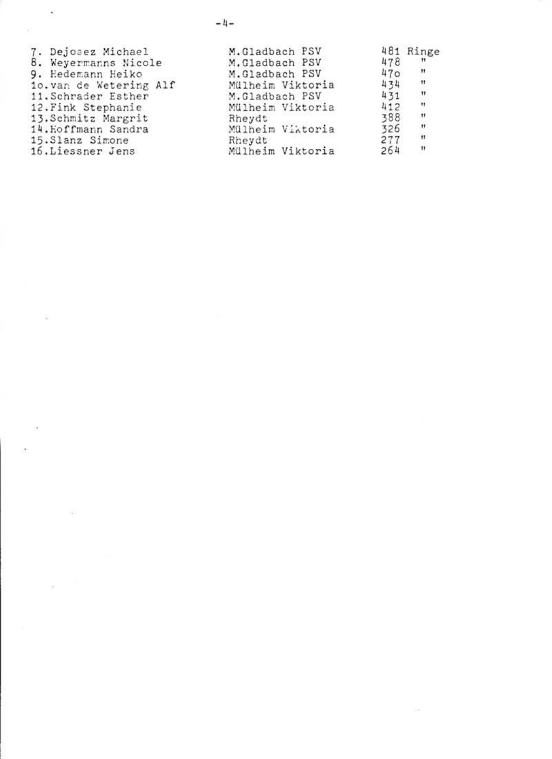| | | |
|---|---|---|
| 7. Dejosez Michael | M.Gladbach PSV | 481 Ringe |
| 8. Weyermanns Nicole | M.Gladbach PSV | 478 " |
| 9. Hedemann Heiko | M.Gladbach PSV | 47o " |
| 1o.van de Wetering Alf | Mülheim Viktoria | 434 " |
| 11.Schrader Esther | M.Gladbach PSV | 431 " |
| 12.Fink Stephanie | Mülheim Viktoria | 412 " |
| 13.Schmitz Margrit | Rheydt | 388 " |
| 14.Hoffmann Sandra | Mülheim Viktoria | 326 " |
| 15.Slanz Simone | Rheydt | 277 " |
| 16.Liessner Jens | Mülheim Viktoria | 264 " |